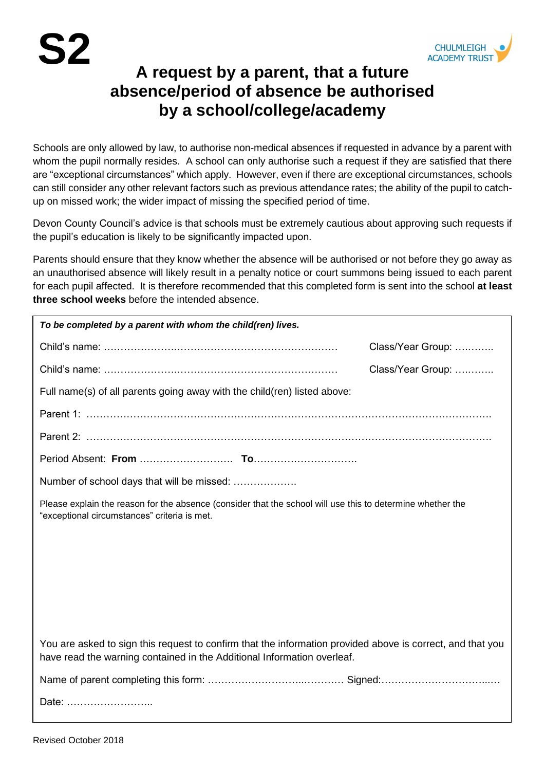# S2

CHULMLEIGH ACADEMY TRUST

## A request by a parent, that a future absence/period of absence be authorised by a school/college/academy

Schools are only allowed by law, to authorise non-medical absences if requested in advance by a parent with whom the pupil normally resides. A school can only authorise such a request if they are satisfied that there are "exceptional circumstances" which apply. However, even if there are exceptional circumstances, schools can still consider any other relevant factors such as previous attendance rates; the ability of the pupil to catch-up on missed work; the wider impact of missing the specified period of time.

Devon County Council's advice is that schools must be extremely cautious about approving such requests if the pupil's education is likely to be significantly impacted upon.

Parents should ensure that they know whether the absence will be authorised or not before they go away as an unauthorised absence will likely result in a penalty notice or court summons being issued to each parent for each pupil affected. It is therefore recommended that this completed form is sent into the school **at least three school weeks** before the intended absence.

***To be completed by a parent with whom the child(ren) lives.***

Child's name: ………………….……………………………………………… Class/Year Group: ….……..

Child's name: ………………….……………………………………………… Class/Year Group: ….……..

Full name(s) of all parents going away with the child(ren) listed above:

Parent 1: ……………………………………………………………………………………………………….

Parent 2: ……………………………………………………………………………………………………….

Period Absent: **From** ………………………. **To**………………………….

Number of school days that will be missed: ……………….

Please explain the reason for the absence (consider that the school will use this to determine whether the "exceptional circumstances" criteria is met.

You are asked to sign this request to confirm that the information provided above is correct, and that you have read the warning contained in the Additional Information overleaf.

Name of parent completing this form: ……………………….………… Signed:……………………………..…

Date: ……………………..

Revised October 2018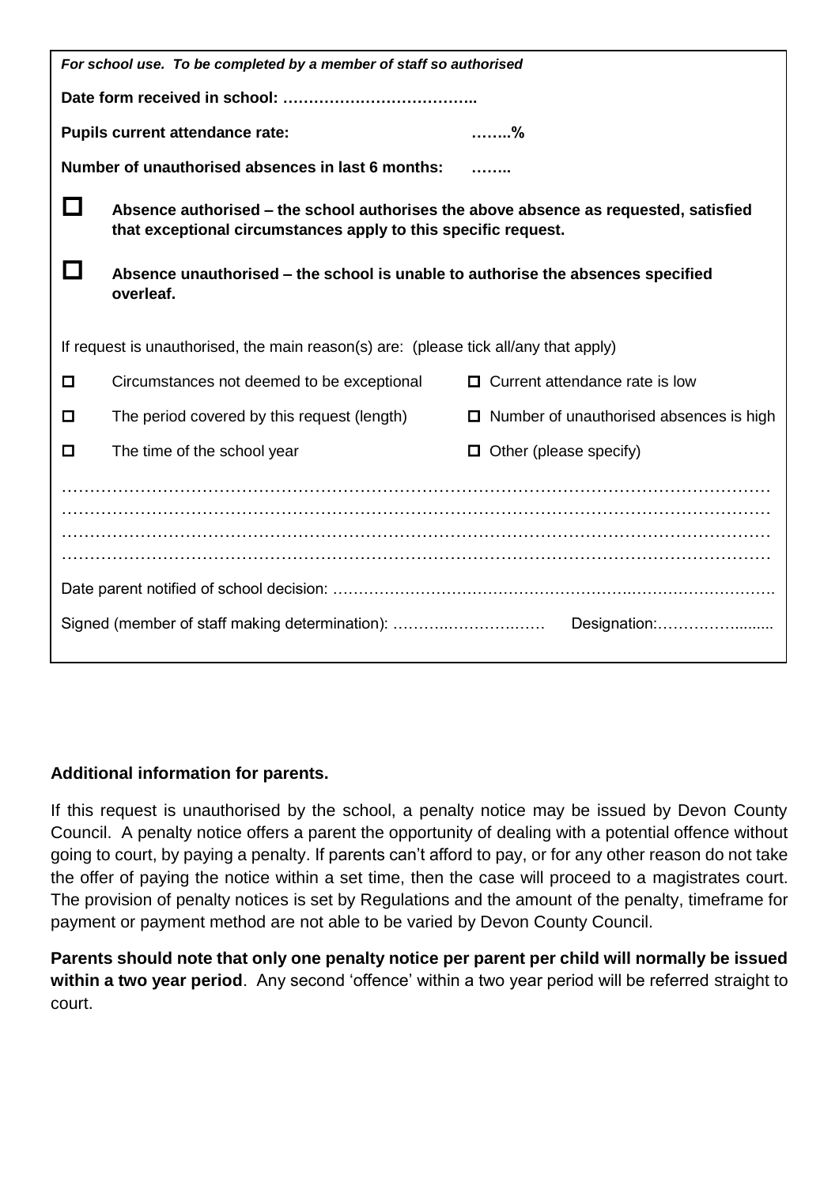***For school use. To be completed by a member of staff so authorised***

**Date form received in school: ………………………………..**

**Pupils current attendance rate: ……..%**

**Number of unauthorised absences in last 6 months: ……..**

☐ **Absence authorised – the school authorises the above absence as requested, satisfied that exceptional circumstances apply to this specific request.**

☐ **Absence unauthorised – the school is unable to authorise the absences specified overleaf.**

If request is unauthorised, the main reason(s) are: (please tick all/any that apply)

| | |
|---|---|
| ☐ Circumstances not deemed to be exceptional | ☐ Current attendance rate is low |
| ☐ The period covered by this request (length) | ☐ Number of unauthorised absences is high |
| ☐ The time of the school year | ☐ Other (please specify) |

……………………………………………………………………………………………………………
……………………………………………………………………………………………………………
……………………………………………………………………………………………………………
……………………………………………………………………………………………………………

Date parent notified of school decision: ……………………………………………………………………….

Signed (member of staff making determination): ………………………… Designation:……………........

**Additional information for parents.**

If this request is unauthorised by the school, a penalty notice may be issued by Devon County Council. A penalty notice offers a parent the opportunity of dealing with a potential offence without going to court, by paying a penalty. If parents can't afford to pay, or for any other reason do not take the offer of paying the notice within a set time, then the case will proceed to a magistrates court. The provision of penalty notices is set by Regulations and the amount of the penalty, timeframe for payment or payment method are not able to be varied by Devon County Council.

**Parents should note that only one penalty notice per parent per child will normally be issued within a two year period**. Any second 'offence' within a two year period will be referred straight to court.